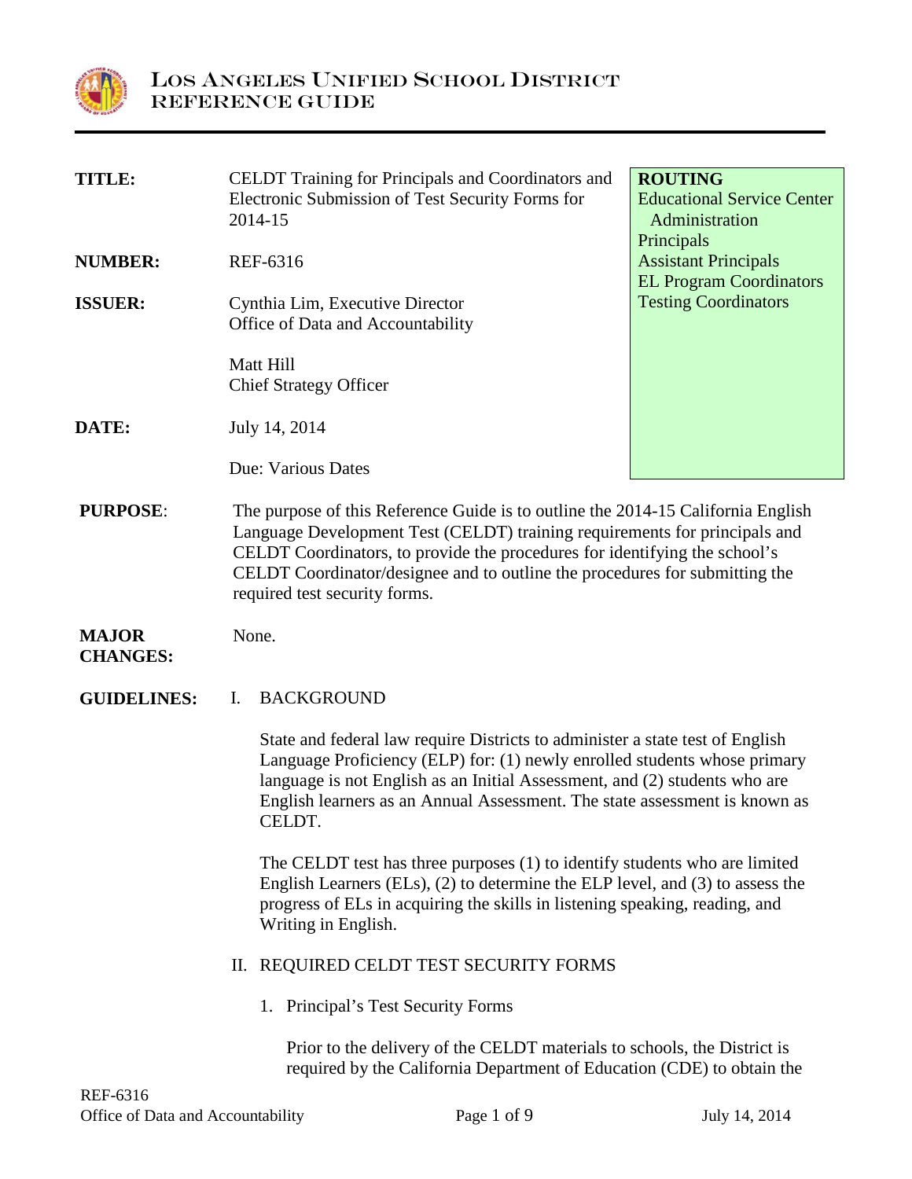# LOS ANGELES UNIFIED SCHOOL DISTRICT
## REFERENCE GUIDE

| | | |
|---|---|---|
| **TITLE:** | CELDT Training for Principals and Coordinators and Electronic Submission of Test Security Forms for 2014-15 | **ROUTING**<br>Educational Service Center Administration<br>Principals<br>Assistant Principals<br>EL Program Coordinators<br>Testing Coordinators |
| **NUMBER:** | REF-6316 | |
| **ISSUER:** | Cynthia Lim, Executive Director<br>Office of Data and Accountability<br><br>Matt Hill<br>Chief Strategy Officer | |
| **DATE:** | July 14, 2014<br><br>Due: Various Dates | |

**PURPOSE**: The purpose of this Reference Guide is to outline the 2014-15 California English Language Development Test (CELDT) training requirements for principals and CELDT Coordinators, to provide the procedures for identifying the school's CELDT Coordinator/designee and to outline the procedures for submitting the required test security forms.

**MAJOR CHANGES:** None.

**GUIDELINES:**

I. BACKGROUND

State and federal law require Districts to administer a state test of English Language Proficiency (ELP) for: (1) newly enrolled students whose primary language is not English as an Initial Assessment, and (2) students who are English learners as an Annual Assessment. The state assessment is known as CELDT.

The CELDT test has three purposes (1) to identify students who are limited English Learners (ELs), (2) to determine the ELP level, and (3) to assess the progress of ELs in acquiring the skills in listening speaking, reading, and Writing in English.

II. REQUIRED CELDT TEST SECURITY FORMS

1. Principal's Test Security Forms

Prior to the delivery of the CELDT materials to schools, the District is required by the California Department of Education (CDE) to obtain the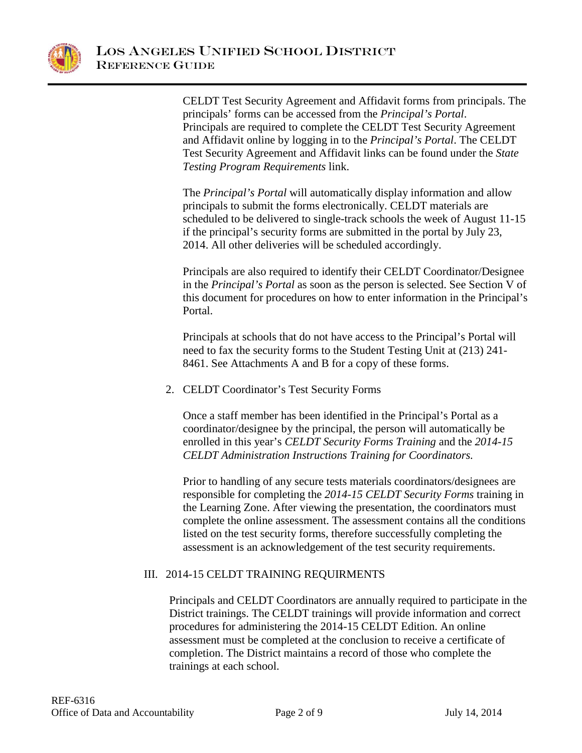CELDT Test Security Agreement and Affidavit forms from principals. The principals' forms can be accessed from the *Principal's Portal*. Principals are required to complete the CELDT Test Security Agreement and Affidavit online by logging in to the *Principal's Portal*. The CELDT Test Security Agreement and Affidavit links can be found under the *State Testing Program Requirements* link.

The *Principal's Portal* will automatically display information and allow principals to submit the forms electronically. CELDT materials are scheduled to be delivered to single-track schools the week of August 11-15 if the principal's security forms are submitted in the portal by July 23, 2014. All other deliveries will be scheduled accordingly.

Principals are also required to identify their CELDT Coordinator/Designee in the *Principal's Portal* as soon as the person is selected. See Section V of this document for procedures on how to enter information in the Principal's Portal.

Principals at schools that do not have access to the Principal's Portal will need to fax the security forms to the Student Testing Unit at (213) 241-8461. See Attachments A and B for a copy of these forms.

2. CELDT Coordinator's Test Security Forms

   Once a staff member has been identified in the Principal's Portal as a coordinator/designee by the principal, the person will automatically be enrolled in this year's *CELDT Security Forms Training* and the *2014-15 CELDT Administration Instructions Training for Coordinators.*

   Prior to handling of any secure tests materials coordinators/designees are responsible for completing the *2014-15 CELDT Security Forms* training in the Learning Zone. After viewing the presentation, the coordinators must complete the online assessment. The assessment contains all the conditions listed on the test security forms, therefore successfully completing the assessment is an acknowledgement of the test security requirements.

## III. 2014-15 CELDT TRAINING REQUIRMENTS

Principals and CELDT Coordinators are annually required to participate in the District trainings. The CELDT trainings will provide information and correct procedures for administering the 2014-15 CELDT Edition. An online assessment must be completed at the conclusion to receive a certificate of completion. The District maintains a record of those who complete the trainings at each school.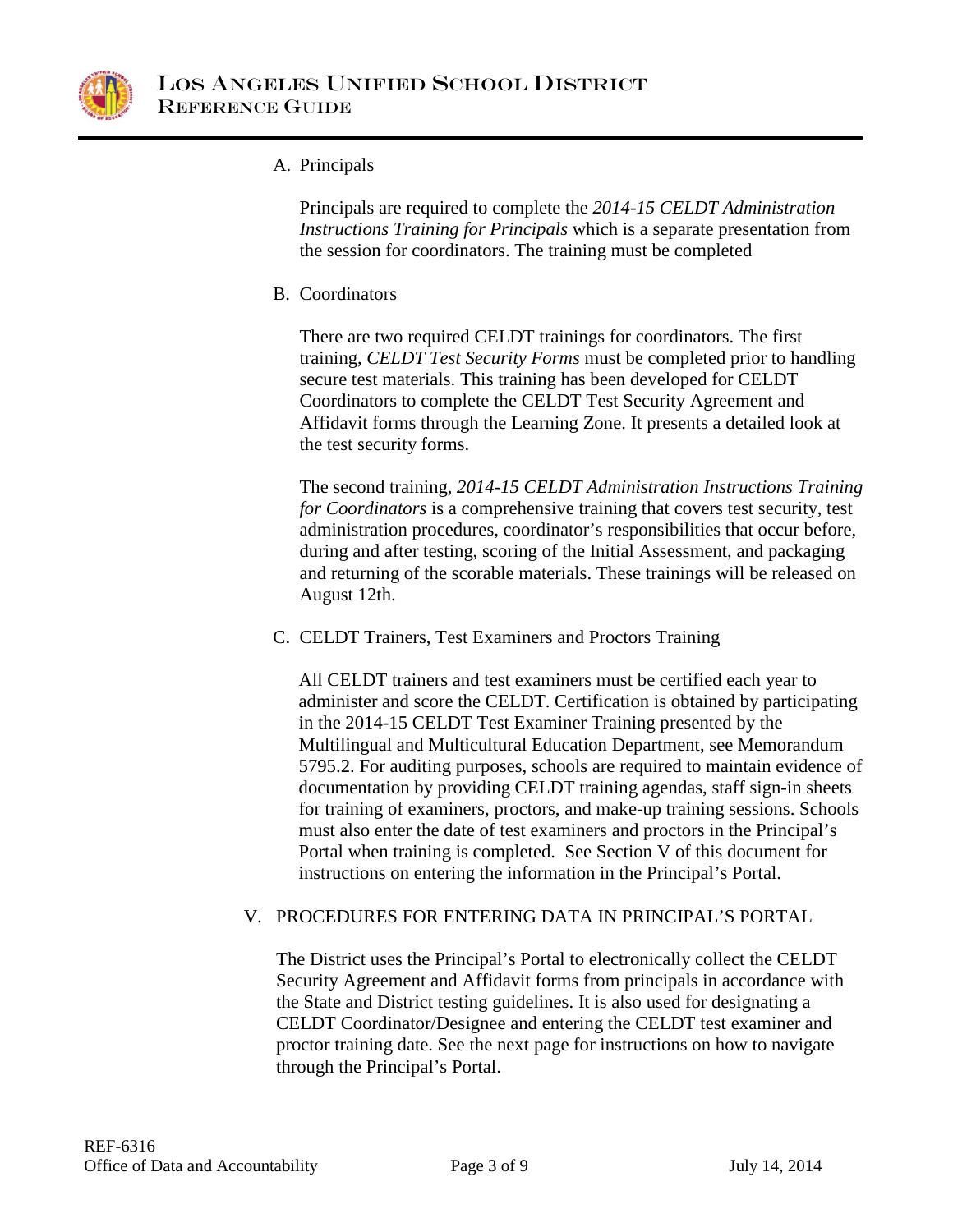A. Principals

Principals are required to complete the *2014-15 CELDT Administration Instructions Training for Principals* which is a separate presentation from the session for coordinators. The training must be completed

B. Coordinators

There are two required CELDT trainings for coordinators. The first training, *CELDT Test Security Forms* must be completed prior to handling secure test materials. This training has been developed for CELDT Coordinators to complete the CELDT Test Security Agreement and Affidavit forms through the Learning Zone. It presents a detailed look at the test security forms.

The second training, *2014-15 CELDT Administration Instructions Training for Coordinators* is a comprehensive training that covers test security, test administration procedures, coordinator's responsibilities that occur before, during and after testing, scoring of the Initial Assessment, and packaging and returning of the scorable materials. These trainings will be released on August 12th.

C. CELDT Trainers, Test Examiners and Proctors Training

All CELDT trainers and test examiners must be certified each year to administer and score the CELDT. Certification is obtained by participating in the 2014-15 CELDT Test Examiner Training presented by the Multilingual and Multicultural Education Department, see Memorandum 5795.2. For auditing purposes, schools are required to maintain evidence of documentation by providing CELDT training agendas, staff sign-in sheets for training of examiners, proctors, and make-up training sessions. Schools must also enter the date of test examiners and proctors in the Principal's Portal when training is completed. See Section V of this document for instructions on entering the information in the Principal's Portal.

## V. PROCEDURES FOR ENTERING DATA IN PRINCIPAL'S PORTAL

The District uses the Principal's Portal to electronically collect the CELDT Security Agreement and Affidavit forms from principals in accordance with the State and District testing guidelines. It is also used for designating a CELDT Coordinator/Designee and entering the CELDT test examiner and proctor training date. See the next page for instructions on how to navigate through the Principal's Portal.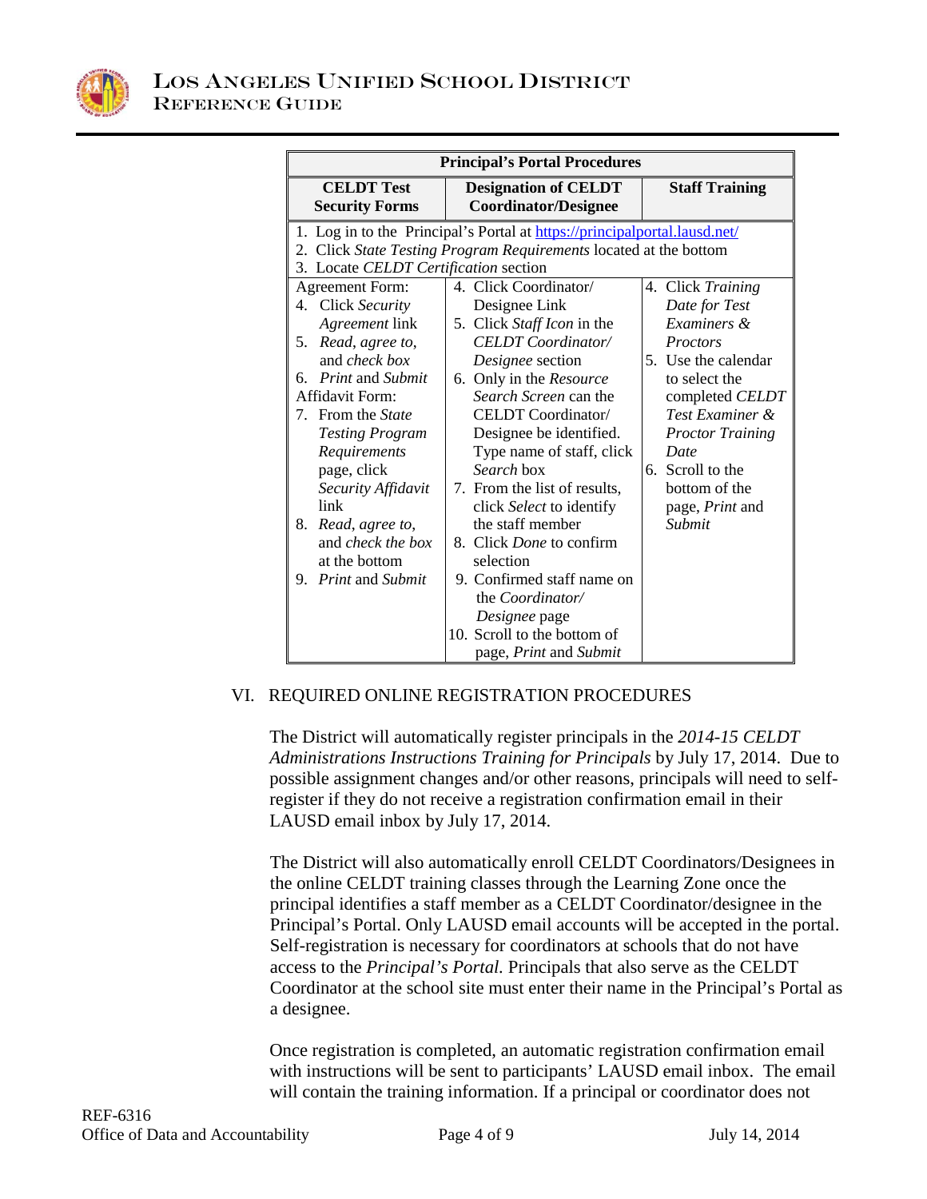| **Principal's Portal Procedures** | | |
|---|---|---|
| **CELDT Test Security Forms** | **Designation of CELDT Coordinator/Designee** | **Staff Training** |
| 1. Log in to the Principal's Portal at https://principalportal.lausd.net/ <br> 2. Click *State Testing Program Requirements* located at the bottom <br> 3. Locate *CELDT Certification* section | | |
| Agreement Form: <br> 4. Click *Security Agreement* link <br> 5. *Read*, *agree to*, and *check box* <br> 6. *Print* and *Submit* <br> Affidavit Form: <br> 7. From the *State Testing Program Requirements* page, click *Security Affidavit* link <br> 8. *Read*, *agree to*, and *check the box* at the bottom <br> 9. *Print* and *Submit* | 4. Click Coordinator/ Designee Link <br> 5. Click *Staff Icon* in the *CELDT Coordinator/ Designee* section <br> 6. Only in the *Resource Search Screen* can the CELDT Coordinator/ Designee be identified. Type name of staff, click *Search* box <br> 7. From the list of results, click *Select* to identify the staff member <br> 8. Click *Done* to confirm selection <br> 9. Confirmed staff name on the *Coordinator/ Designee* page <br> 10. Scroll to the bottom of page, *Print* and *Submit* | 4. Click *Training Date for Test Examiners & Proctors* <br> 5. Use the calendar to select the completed *CELDT Test Examiner & Proctor Training Date* <br> 6. Scroll to the bottom of the page, *Print* and *Submit* |

## VI. REQUIRED ONLINE REGISTRATION PROCEDURES

The District will automatically register principals in the *2014-15 CELDT Administrations Instructions Training for Principals* by July 17, 2014. Due to possible assignment changes and/or other reasons, principals will need to self-register if they do not receive a registration confirmation email in their LAUSD email inbox by July 17, 2014.

The District will also automatically enroll CELDT Coordinators/Designees in the online CELDT training classes through the Learning Zone once the principal identifies a staff member as a CELDT Coordinator/designee in the Principal's Portal. Only LAUSD email accounts will be accepted in the portal. Self-registration is necessary for coordinators at schools that do not have access to the *Principal's Portal.* Principals that also serve as the CELDT Coordinator at the school site must enter their name in the Principal's Portal as a designee.

Once registration is completed, an automatic registration confirmation email with instructions will be sent to participants' LAUSD email inbox. The email will contain the training information. If a principal or coordinator does not

REF-6316
Office of Data and Accountability July 14, 2014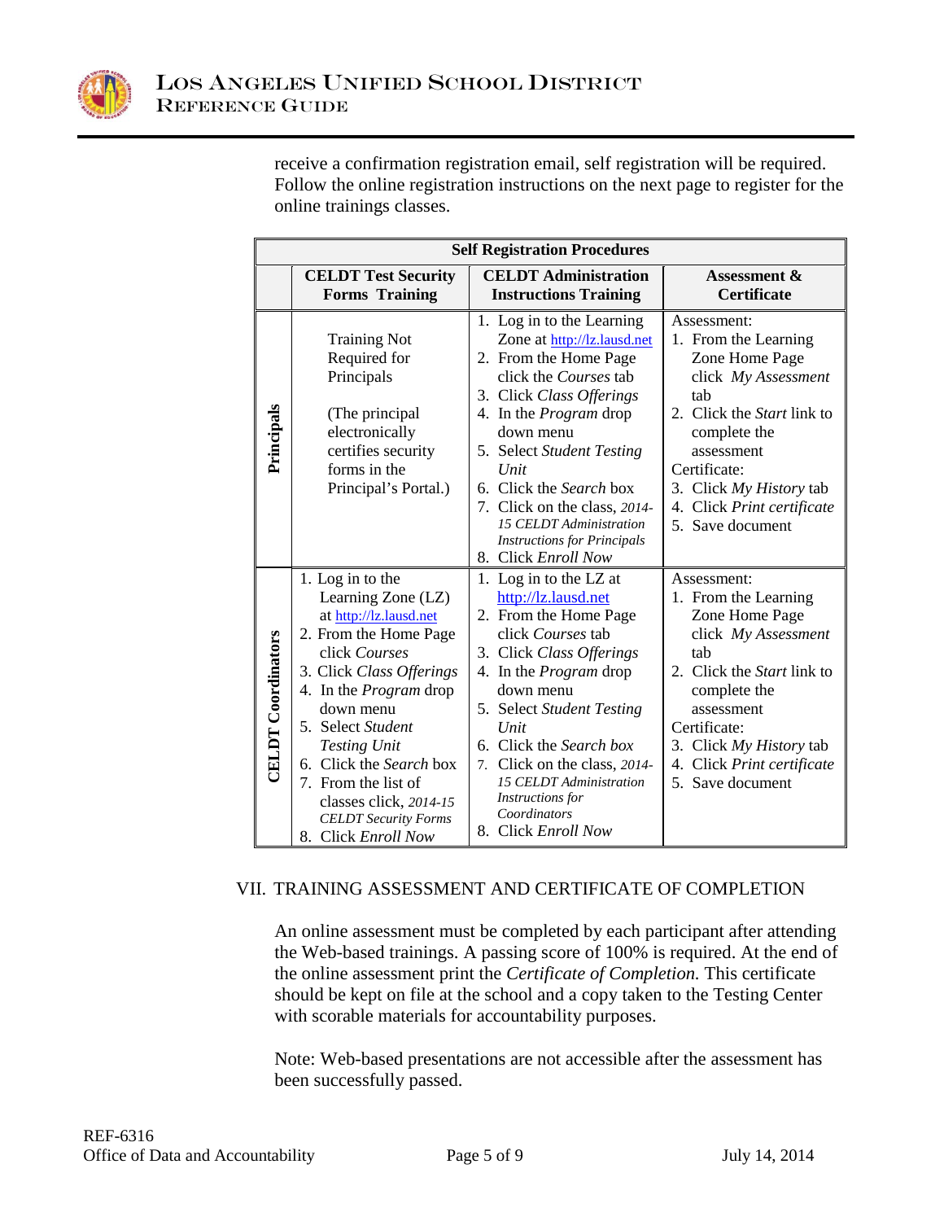receive a confirmation registration email, self registration will be required. Follow the online registration instructions on the next page to register for the online trainings classes.

| Self Registration Procedures | | | |
|---|---|---|---|
| | **CELDT Test Security Forms Training** | **CELDT Administration Instructions Training** | **Assessment & Certificate** |
| **Principals** | Training Not Required for Principals<br><br>(The principal electronically certifies security forms in the Principal's Portal.) | 1. Log in to the Learning Zone at http://lz.lausd.net<br>2. From the Home Page click the *Courses* tab<br>3. Click *Class Offerings*<br>4. In the *Program* drop down menu<br>5. Select *Student Testing Unit*<br>6. Click the *Search* box<br>7. Click on the class, *2014-15 CELDT Administration Instructions for Principals*<br>8. Click *Enroll Now* | Assessment:<br>1. From the Learning Zone Home Page click *My Assessment* tab<br>2. Click the *Start* link to complete the assessment<br>Certificate:<br>3. Click *My History* tab<br>4. Click *Print certificate*<br>5. Save document |
| **CELDT Coordinators** | 1. Log in to the Learning Zone (LZ) at http://lz.lausd.net<br>2. From the Home Page click *Courses*<br>3. Click *Class Offerings*<br>4. In the *Program* drop down menu<br>5. Select *Student Testing Unit*<br>6. Click the *Search* box<br>7. From the list of classes click, *2014-15 CELDT Security Forms*<br>8. Click *Enroll Now* | 1. Log in to the LZ at http://lz.lausd.net<br>2. From the Home Page click *Courses* tab<br>3. Click *Class Offerings*<br>4. In the *Program* drop down menu<br>5. Select *Student Testing Unit*<br>6. Click the *Search box*<br>7. Click on the class, *2014-15 CELDT Administration Instructions for Coordinators*<br>8. Click *Enroll Now* | Assessment:<br>1. From the Learning Zone Home Page click *My Assessment* tab<br>2. Click the *Start* link to complete the assessment<br>Certificate:<br>3. Click *My History* tab<br>4. Click *Print certificate*<br>5. Save document |

## VII. TRAINING ASSESSMENT AND CERTIFICATE OF COMPLETION

An online assessment must be completed by each participant after attending the Web-based trainings. A passing score of 100% is required. At the end of the online assessment print the *Certificate of Completion.* This certificate should be kept on file at the school and a copy taken to the Testing Center with scorable materials for accountability purposes.

Note: Web-based presentations are not accessible after the assessment has been successfully passed.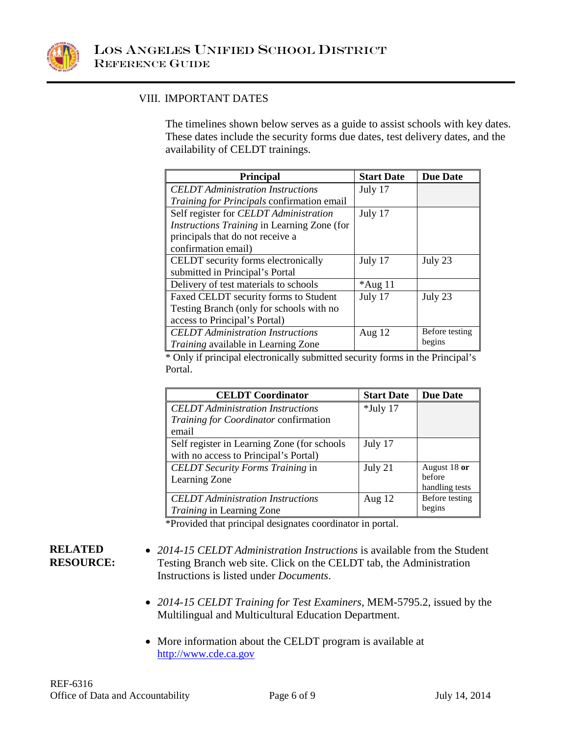## VIII. IMPORTANT DATES

The timelines shown below serves as a guide to assist schools with key dates. These dates include the security forms due dates, test delivery dates, and the availability of CELDT trainings.

| Principal | Start Date | Due Date |
|---|---|---|
| *CELDT Administration Instructions Training for Principals* confirmation email | July 17 | |
| Self register for *CELDT Administration Instructions Training* in Learning Zone (for principals that do not receive a confirmation email) | July 17 | |
| CELDT security forms electronically submitted in Principal's Portal | July 17 | July 23 |
| Delivery of test materials to schools | *Aug 11 | |
| Faxed CELDT security forms to Student Testing Branch (only for schools with no access to Principal's Portal) | July 17 | July 23 |
| *CELDT Administration Instructions Training* available in Learning Zone | Aug 12 | Before testing begins |

* Only if principal electronically submitted security forms in the Principal's Portal.

| CELDT Coordinator | Start Date | Due Date |
|---|---|---|
| *CELDT Administration Instructions Training for Coordinator* confirmation email | *July 17 | |
| Self register in Learning Zone (for schools with no access to Principal's Portal) | July 17 | |
| *CELDT Security Forms Training* in Learning Zone | July 21 | August 18 **or** before handling tests |
| *CELDT Administration Instructions Training* in Learning Zone | Aug 12 | Before testing begins |

*Provided that principal designates coordinator in portal.

**RELATED RESOURCE:**

- *2014-15 CELDT Administration Instructions* is available from the Student Testing Branch web site. Click on the CELDT tab, the Administration Instructions is listed under *Documents*.
- *2014-15 CELDT Training for Test Examiners*, MEM-5795.2, issued by the Multilingual and Multicultural Education Department.
- More information about the CELDT program is available at http://www.cde.ca.gov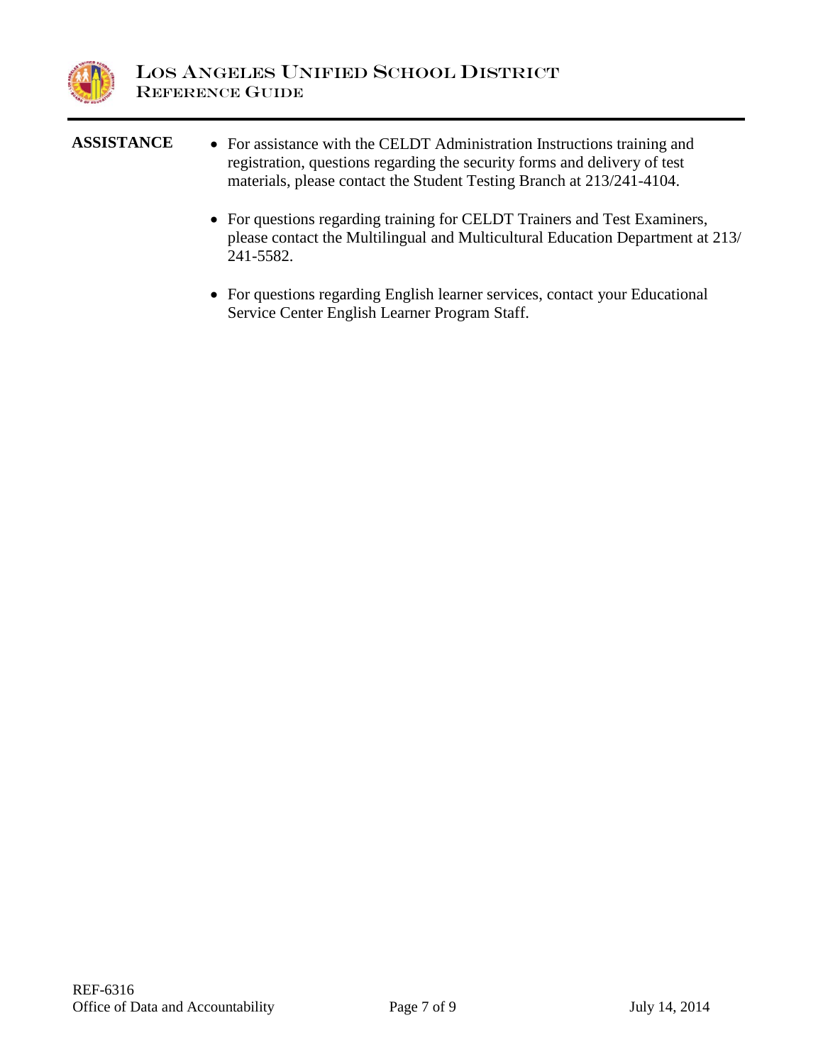**ASSISTANCE**

- For assistance with the CELDT Administration Instructions training and registration, questions regarding the security forms and delivery of test materials, please contact the Student Testing Branch at 213/241-4104.
- For questions regarding training for CELDT Trainers and Test Examiners, please contact the Multilingual and Multicultural Education Department at 213/ 241-5582.
- For questions regarding English learner services, contact your Educational Service Center English Learner Program Staff.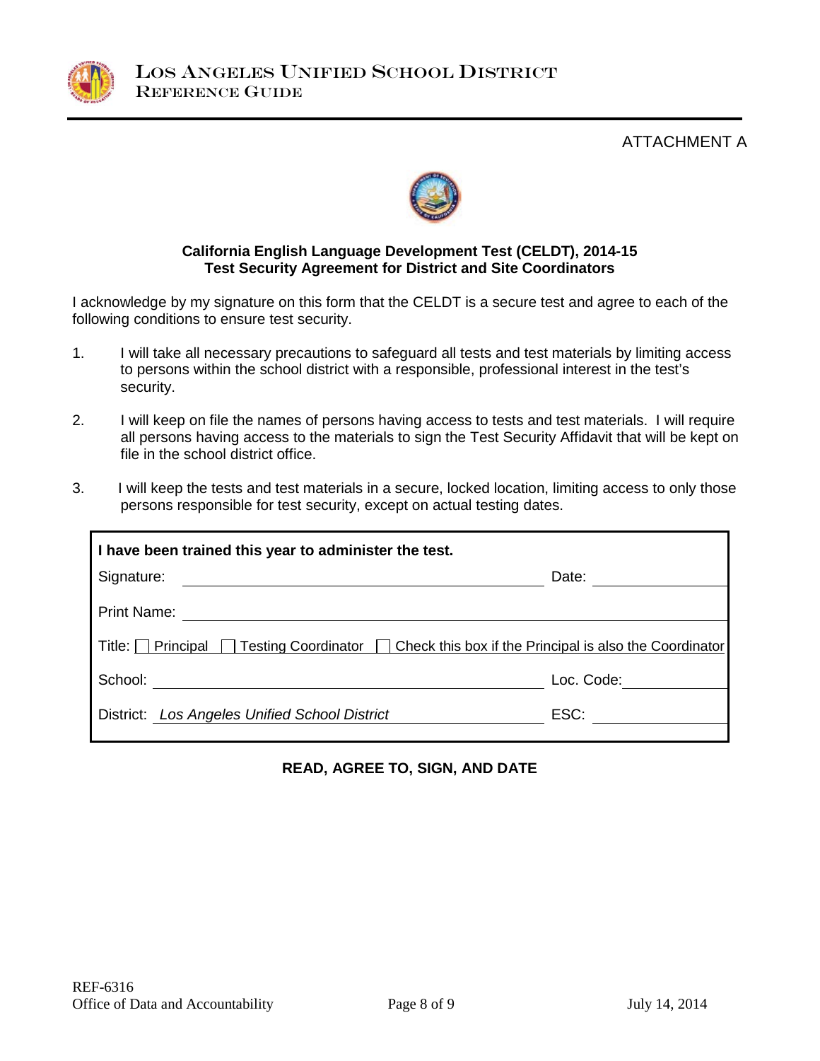ATTACHMENT A

**California English Language Development Test (CELDT), 2014-15**
**Test Security Agreement for District and Site Coordinators**

I acknowledge by my signature on this form that the CELDT is a secure test and agree to each of the following conditions to ensure test security.

1. I will take all necessary precautions to safeguard all tests and test materials by limiting access to persons within the school district with a responsible, professional interest in the test's security.

2. I will keep on file the names of persons having access to tests and test materials. I will require all persons having access to the materials to sign the Test Security Affidavit that will be kept on file in the school district office.

3. I will keep the tests and test materials in a secure, locked location, limiting access to only those persons responsible for test security, except on actual testing dates.

**I have been trained this year to administer the test.**

Signature: ______________________________ Date: ______________

Print Name: ______________________________

Title: ☐ Principal ☐ Testing Coordinator ☐ Check this box if the Principal is also the Coordinator

School: ______________________________ Loc. Code: ______________

District: *Los Angeles Unified School District* ESC: ______________

**READ, AGREE TO, SIGN, AND DATE**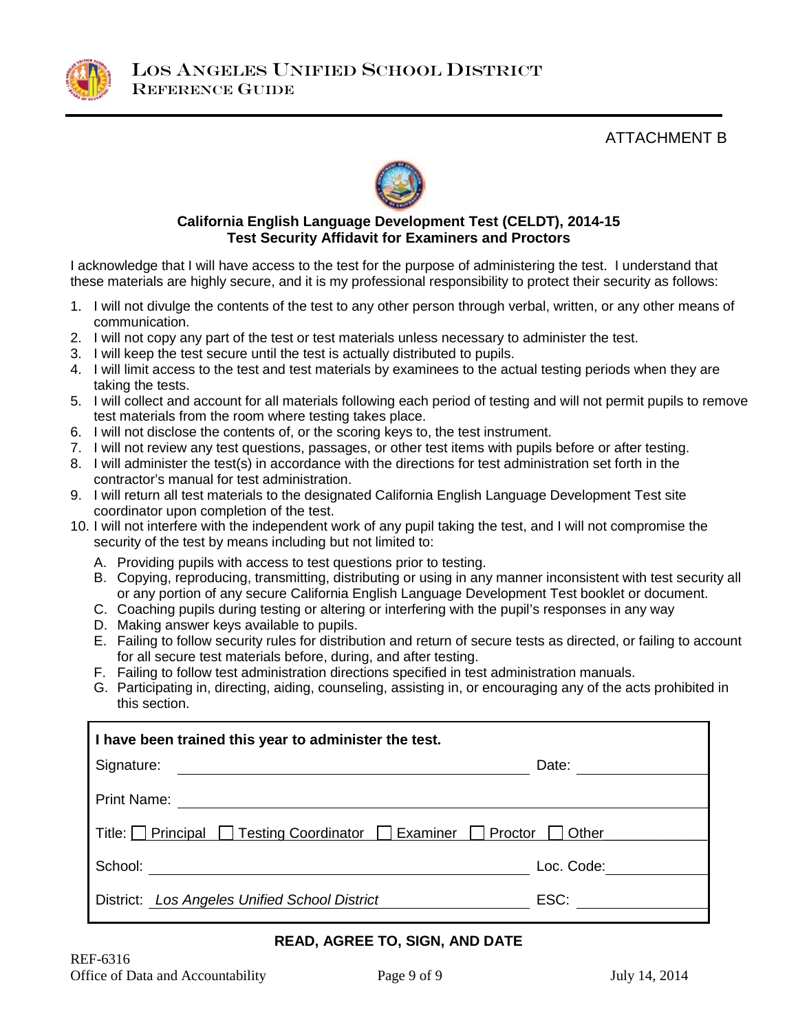ATTACHMENT B

**California English Language Development Test (CELDT), 2014-15**
**Test Security Affidavit for Examiners and Proctors**

I acknowledge that I will have access to the test for the purpose of administering the test. I understand that these materials are highly secure, and it is my professional responsibility to protect their security as follows:

1. I will not divulge the contents of the test to any other person through verbal, written, or any other means of communication.
2. I will not copy any part of the test or test materials unless necessary to administer the test.
3. I will keep the test secure until the test is actually distributed to pupils.
4. I will limit access to the test and test materials by examinees to the actual testing periods when they are taking the tests.
5. I will collect and account for all materials following each period of testing and will not permit pupils to remove test materials from the room where testing takes place.
6. I will not disclose the contents of, or the scoring keys to, the test instrument.
7. I will not review any test questions, passages, or other test items with pupils before or after testing.
8. I will administer the test(s) in accordance with the directions for test administration set forth in the contractor's manual for test administration.
9. I will return all test materials to the designated California English Language Development Test site coordinator upon completion of the test.
10. I will not interfere with the independent work of any pupil taking the test, and I will not compromise the security of the test by means including but not limited to:
    A. Providing pupils with access to test questions prior to testing.
    B. Copying, reproducing, transmitting, distributing or using in any manner inconsistent with test security all or any portion of any secure California English Language Development Test booklet or document.
    C. Coaching pupils during testing or altering or interfering with the pupil's responses in any way
    D. Making answer keys available to pupils.
    E. Failing to follow security rules for distribution and return of secure tests as directed, or failing to account for all secure test materials before, during, and after testing.
    F. Failing to follow test administration directions specified in test administration manuals.
    G. Participating in, directing, aiding, counseling, assisting in, or encouraging any of the acts prohibited in this section.

**I have been trained this year to administer the test.**

Signature: ______________________ Date: ____________

Print Name: ______________________

Title: ☐ Principal ☐ Testing Coordinator ☐ Examiner ☐ Proctor ☐ Other ____________

School: ______________________ Loc. Code: ____________

District: *Los Angeles Unified School District* ESC: ____________

**READ, AGREE TO, SIGN, AND DATE**

REF-6316
Office of Data and Accountability
July 14, 2014